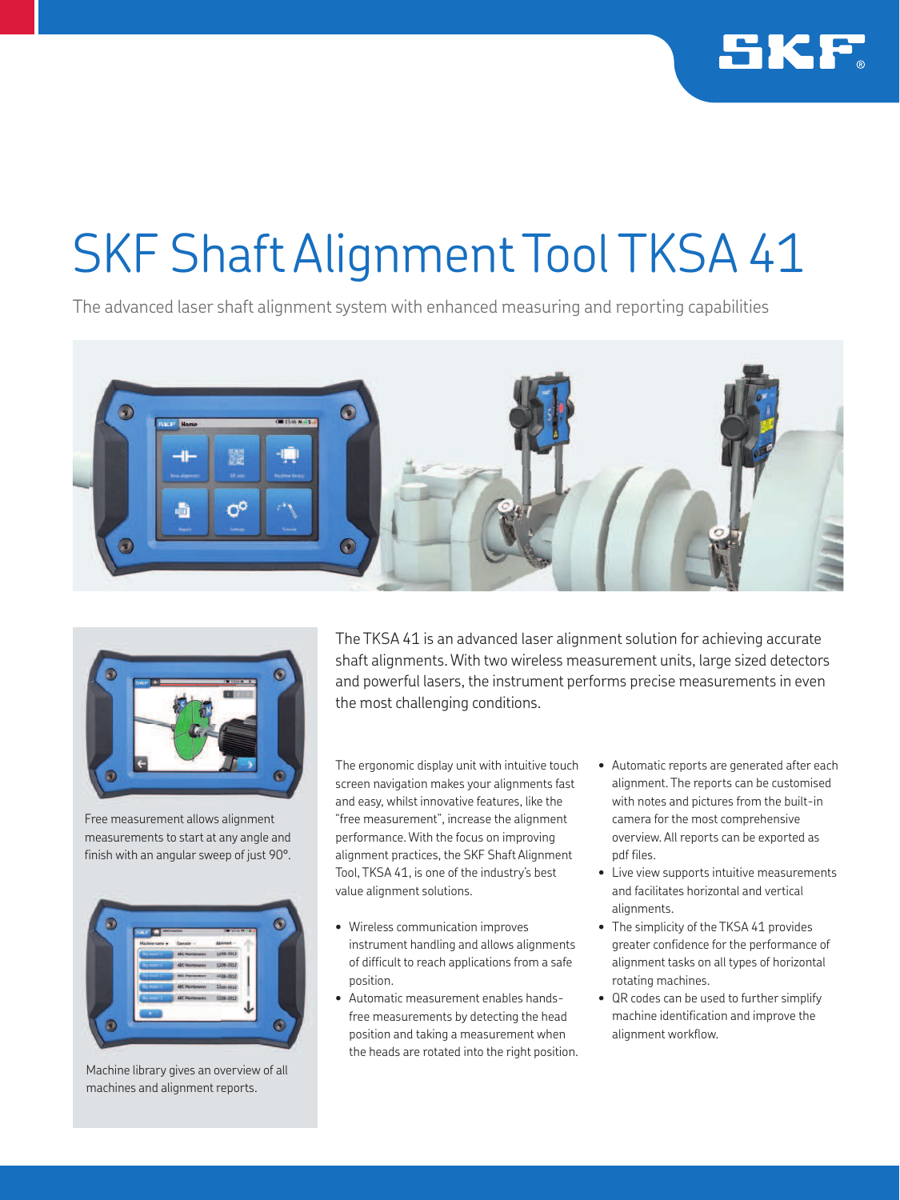# SKF Shaft Alignment Tool TKSA 41

The advanced laser shaft alignment system with enhanced measuring and reporting capabilities

Free measurement allows alignment measurements to start at any angle and finish with an angular sweep of just 90°.

Machine library gives an overview of all machines and alignment reports.

The TKSA 41 is an advanced laser alignment solution for achieving accurate shaft alignments. With two wireless measurement units, large sized detectors and powerful lasers, the instrument performs precise measurements in even the most challenging conditions.

The ergonomic display unit with intuitive touch screen navigation makes your alignments fast and easy, whilst innovative features, like the "free measurement", increase the alignment performance. With the focus on improving alignment practices, the SKF Shaft Alignment Tool, TKSA 41, is one of the industry's best value alignment solutions.

- Wireless communication improves instrument handling and allows alignments of difficult to reach applications from a safe position.
- Automatic measurement enables hands-free measurements by detecting the head position and taking a measurement when the heads are rotated into the right position.
- Automatic reports are generated after each alignment. The reports can be customised with notes and pictures from the built-in camera for the most comprehensive overview. All reports can be exported as pdf files.
- Live view supports intuitive measurements and facilitates horizontal and vertical alignments.
- The simplicity of the TKSA 41 provides greater confidence for the performance of alignment tasks on all types of horizontal rotating machines.
- QR codes can be used to further simplify machine identification and improve the alignment workflow.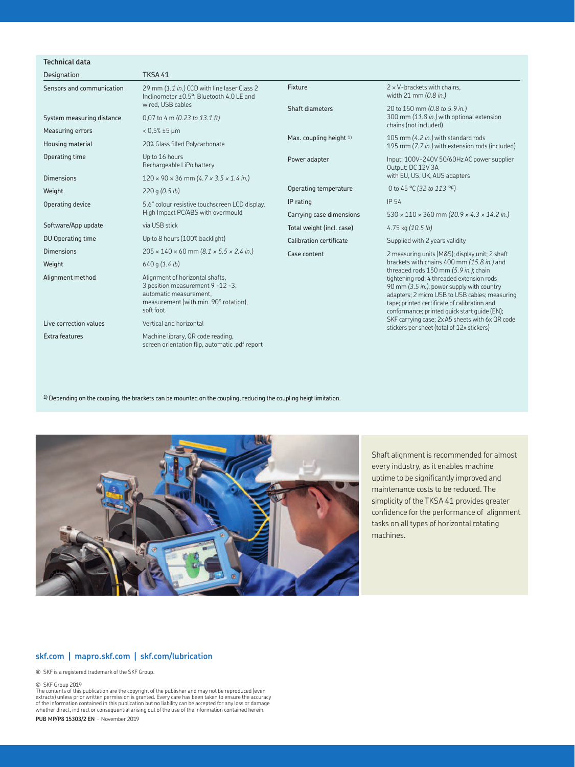## Technical data

| Designation | TKSA 41 | | |
|---|---|---|---|
| Sensors and communication | 29 mm *(1.1 in.)* CCD with line laser Class 2 Inclinometer ±0.5°; Bluetooth 4.0 LE and wired, USB cables | Fixture | 2 × V-brackets with chains, width 21 mm *(0.8 in.)* |
| System measuring distance | 0,07 to 4 m *(0.23 to 13.1 ft)* | Shaft diameters | 20 to 150 mm *(0.8 to 5.9 in.)* 300 mm *(11.8 in.)* with optional extension chains (not included) |
| Measuring errors | < 0,5% ±5 µm | Max. coupling height [1] | 105 mm *(4.2 in.)* with standard rods 195 mm *(7.7 in.)* with extension rods (included) |
| Housing material | 20% Glass filled Polycarbonate | | |
| Operating time | Up to 16 hours Rechargeable LiPo battery | Power adapter | Input: 100V-240V 50/60Hz AC power supplier Output: DC 12V 3A with EU, US, UK, AUS adapters |
| Dimensions | 120 × 90 × 36 mm *(4.7 × 3.5 × 1.4 in.)* | | |
| Weight | 220 g *(0.5 lb)* | Operating temperature | 0 to 45 °C *(32 to 113 °F)* |
| Operating device | 5.6" colour resistive touchscreen LCD display. High Impact PC/ABS with overmould | IP rating | IP 54 |
| | | Carrying case dimensions | 530 × 110 × 360 mm *(20.9 × 4.3 × 14.2 in.)* |
| Software/App update | via USB stick | Total weight (incl. case) | 4.75 kg *(10.5 lb)* |
| DU Operating time | Up to 8 hours (100% backlight) | Calibration certificate | Supplied with 2 years validity |
| Dimensions | 205 × 140 × 60 mm *(8.1 × 5.5 × 2.4 in.)* | Case content | 2 measuring units (M&S); display unit; 2 shaft brackets with chains 400 mm *(15.8 in.)* and threaded rods 150 mm *(5.9 in.)*; chain tightening rod; 4 threaded extension rods 90 mm *(3.5 in.)*; power supply with country adapters; 2 micro USB to USB cables; measuring tape; printed certificate of calibration and conformance; printed quick start guide (EN); SKF carrying case; 2x A5 sheets with 6x QR code stickers per sheet (total of 12x stickers) |
| Weight | 640 g *(1.4 lb)* | | |
| Alignment method | Alignment of horizontal shafts, 3 position measurement 9 -12 -3, automatic measurement, measurement (with min. 90° rotation), soft foot | | |
| Live correction values | Vertical and horizontal | | |
| Extra features | Machine library, QR code reading, screen orientation flip, automatic .pdf report | | |

[1] Depending on the coupling, the brackets can be mounted on the coupling, reducing the coupling heigt limitation.

Shaft alignment is recommended for almost every industry, as it enables machine uptime to be significantly improved and maintenance costs to be reduced. The simplicity of the TKSA 41 provides greater confidence for the performance of alignment tasks on all types of horizontal rotating machines.

**skf.com | mapro.skf.com | skf.com/lubrication**

® SKF is a registered trademark of the SKF Group.

© SKF Group 2019
The contents of this publication are the copyright of the publisher and may not be reproduced (even extracts) unless prior written permission is granted. Every care has been taken to ensure the accuracy of the information contained in this publication but no liability can be accepted for any loss or damage whether direct, indirect or consequential arising out of the use of the information contained herein.

**PUB MP/P8 15303/2 EN** · November 2019